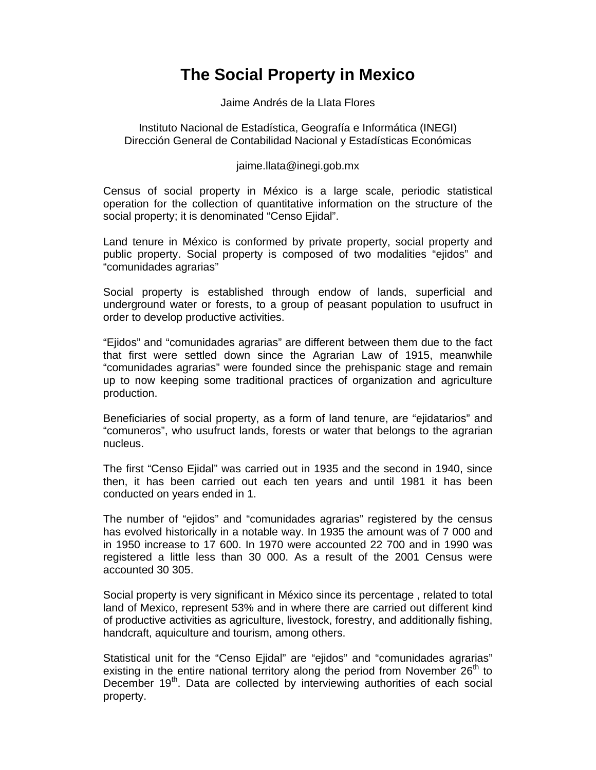# The Social Property in Mexico

Jaime Andrés de la Llata Flores

Instituto Nacional de Estadística, Geografía e Informática (INEGI)
Dirección General de Contabilidad Nacional y Estadísticas Económicas

jaime.llata@inegi.gob.mx

Census of social property in México is a large scale, periodic statistical operation for the collection of quantitative information on the structure of the social property; it is denominated “Censo Ejidal”.

Land tenure in México is conformed by private property, social property and public property. Social property is composed of two modalities “ejidos” and “comunidades agrarias”

Social property is established through endow of lands, superficial and underground water or forests, to a group of peasant population to usufruct in order to develop productive activities.

“Ejidos” and “comunidades agrarias” are different between them due to the fact that first were settled down since the Agrarian Law of 1915, meanwhile “comunidades agrarias” were founded since the prehispanic stage and remain up to now keeping some traditional practices of organization and agriculture production.

Beneficiaries of social property, as a form of land tenure, are “ejidatarios” and “comuneros”, who usufruct lands, forests or water that belongs to the agrarian nucleus.

The first “Censo Ejidal” was carried out in 1935 and the second in 1940, since then, it has been carried out each ten years and until 1981 it has been conducted on years ended in 1.

The number of “ejidos” and “comunidades agrarias” registered by the census has evolved historically in a notable way. In 1935 the amount was of 7 000 and in 1950 increase to 17 600. In 1970 were accounted 22 700 and in 1990 was registered a little less than 30 000. As a result of the 2001 Census were accounted 30 305.

Social property is very significant in México since its percentage , related to total land of Mexico, represent 53% and in where there are carried out different kind of productive activities as agriculture, livestock, forestry, and additionally fishing, handcraft, aquiculture and tourism, among others.

Statistical unit for the “Censo Ejidal” are “ejidos” and “comunidades agrarias” existing in the entire national territory along the period from November 26th to December 19th. Data are collected by interviewing authorities of each social property.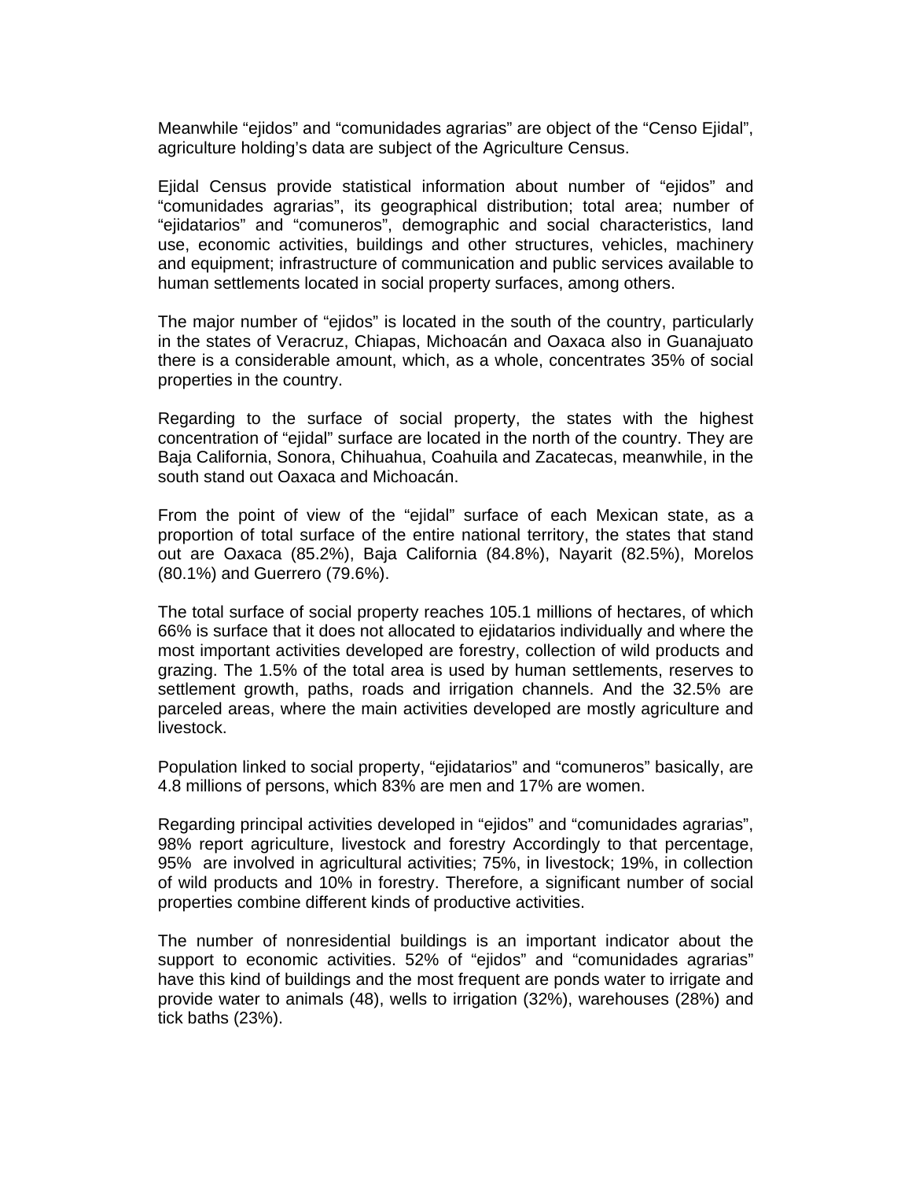Meanwhile “ejidos” and “comunidades agrarias” are object of the “Censo Ejidal”, agriculture holding’s data are subject of the Agriculture Census.

Ejidal Census provide statistical information about number of “ejidos” and “comunidades agrarias”, its geographical distribution; total area; number of “ejidatarios” and “comuneros”, demographic and social characteristics, land use, economic activities, buildings and other structures, vehicles, machinery and equipment; infrastructure of communication and public services available to human settlements located in social property surfaces, among others.

The major number of “ejidos” is located in the south of the country, particularly in the states of Veracruz, Chiapas, Michoacán and Oaxaca also in Guanajuato there is a considerable amount, which, as a whole, concentrates 35% of social properties in the country.

Regarding to the surface of social property, the states with the highest concentration of “ejidal” surface are located in the north of the country. They are Baja California, Sonora, Chihuahua, Coahuila and Zacatecas, meanwhile, in the south stand out Oaxaca and Michoacán.

From the point of view of the “ejidal” surface of each Mexican state, as a proportion of total surface of the entire national territory, the states that stand out are Oaxaca (85.2%), Baja California (84.8%), Nayarit (82.5%), Morelos (80.1%) and Guerrero (79.6%).

The total surface of social property reaches 105.1 millions of hectares, of which 66% is surface that it does not allocated to ejidatarios individually and where the most important activities developed are forestry, collection of wild products and grazing. The 1.5% of the total area is used by human settlements, reserves to settlement growth, paths, roads and irrigation channels. And the 32.5% are parceled areas, where the main activities developed are mostly agriculture and livestock.

Population linked to social property, “ejidatarios” and “comuneros” basically, are 4.8 millions of persons, which 83% are men and 17% are women.

Regarding principal activities developed in “ejidos” and “comunidades agrarias”, 98% report agriculture, livestock and forestry Accordingly to that percentage, 95% are involved in agricultural activities; 75%, in livestock; 19%, in collection of wild products and 10% in forestry. Therefore, a significant number of social properties combine different kinds of productive activities.

The number of nonresidential buildings is an important indicator about the support to economic activities. 52% of “ejidos” and “comunidades agrarias” have this kind of buildings and the most frequent are ponds water to irrigate and provide water to animals (48), wells to irrigation (32%), warehouses (28%) and tick baths (23%).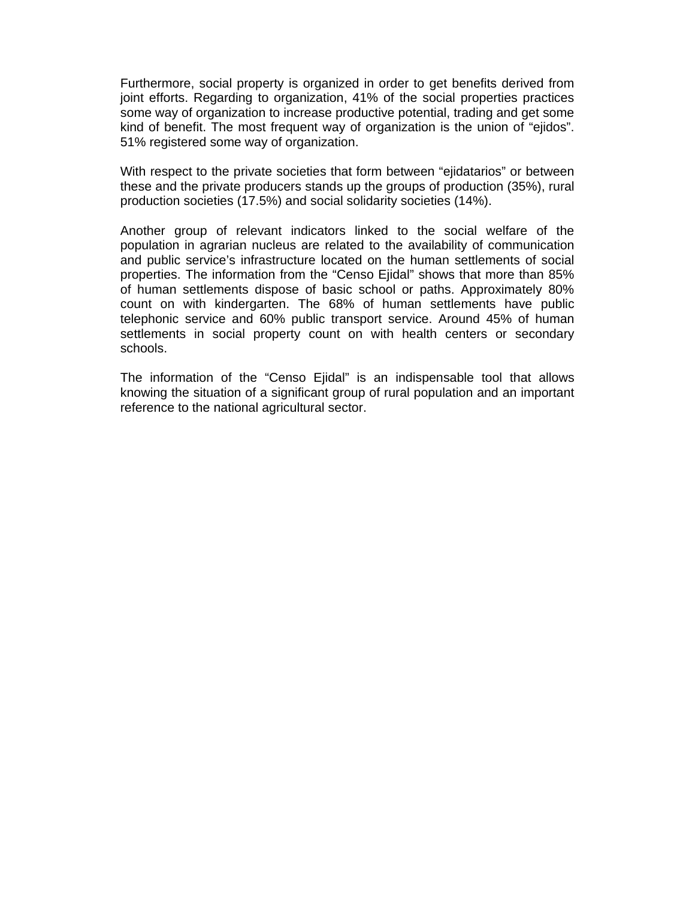Furthermore, social property is organized in order to get benefits derived from joint efforts. Regarding to organization, 41% of the social properties practices some way of organization to increase productive potential, trading and get some kind of benefit. The most frequent way of organization is the union of “ejidos”. 51% registered some way of organization.

With respect to the private societies that form between “ejidatarios” or between these and the private producers stands up the groups of production (35%), rural production societies (17.5%) and social solidarity societies (14%).

Another group of relevant indicators linked to the social welfare of the population in agrarian nucleus are related to the availability of communication and public service’s infrastructure located on the human settlements of social properties. The information from the “Censo Ejidal” shows that more than 85% of human settlements dispose of basic school or paths. Approximately 80% count on with kindergarten. The 68% of human settlements have public telephonic service and 60% public transport service. Around 45% of human settlements in social property count on with health centers or secondary schools.

The information of the “Censo Ejidal” is an indispensable tool that allows knowing the situation of a significant group of rural population and an important reference to the national agricultural sector.